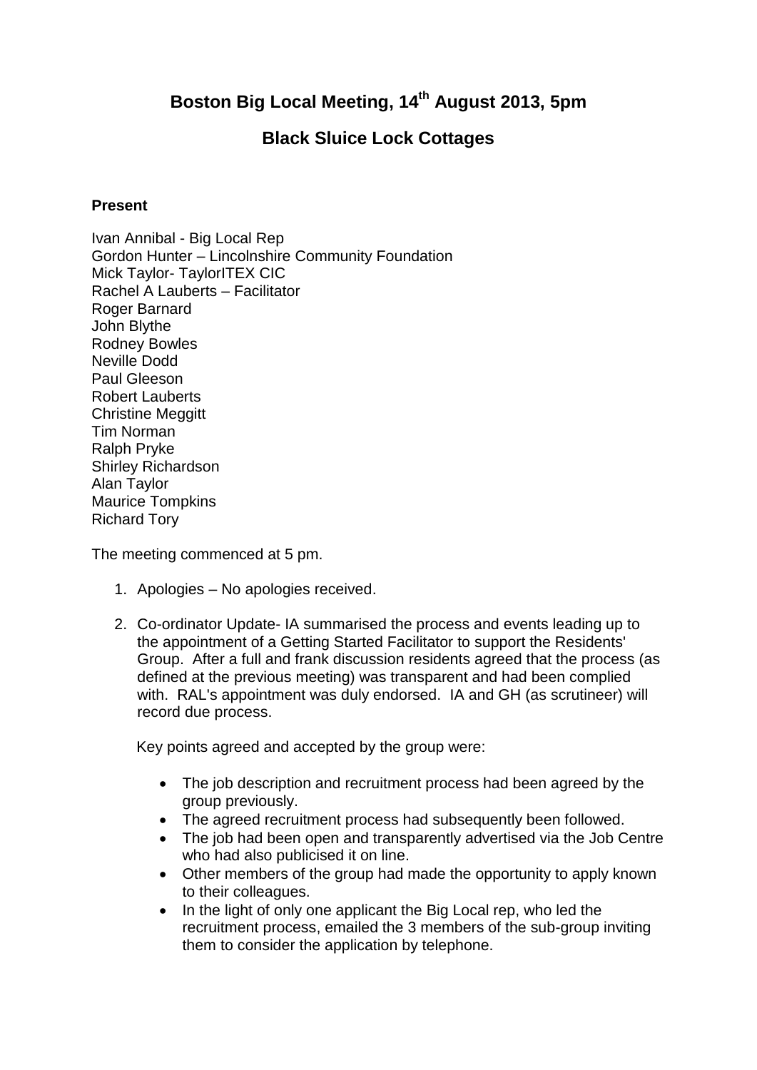# Boston Big Local Meeting, 14th August 2013, 5pm

## Black Sluice Lock Cottages

**Present**

Ivan Annibal - Big Local Rep
Gordon Hunter – Lincolnshire Community Foundation
Mick Taylor- TaylorITEX CIC
Rachel A Lauberts – Facilitator
Roger Barnard
John Blythe
Rodney Bowles
Neville Dodd
Paul Gleeson
Robert Lauberts
Christine Meggitt
Tim Norman
Ralph Pryke
Shirley Richardson
Alan Taylor
Maurice Tompkins
Richard Tory

The meeting commenced at 5 pm.

1. Apologies – No apologies received.

2. Co-ordinator Update- IA summarised the process and events leading up to the appointment of a Getting Started Facilitator to support the Residents' Group. After a full and frank discussion residents agreed that the process (as defined at the previous meeting) was transparent and had been complied with. RAL's appointment was duly endorsed. IA and GH (as scrutineer) will record due process.

   Key points agreed and accepted by the group were:

   - The job description and recruitment process had been agreed by the group previously.
   - The agreed recruitment process had subsequently been followed.
   - The job had been open and transparently advertised via the Job Centre who had also publicised it on line.
   - Other members of the group had made the opportunity to apply known to their colleagues.
   - In the light of only one applicant the Big Local rep, who led the recruitment process, emailed the 3 members of the sub-group inviting them to consider the application by telephone.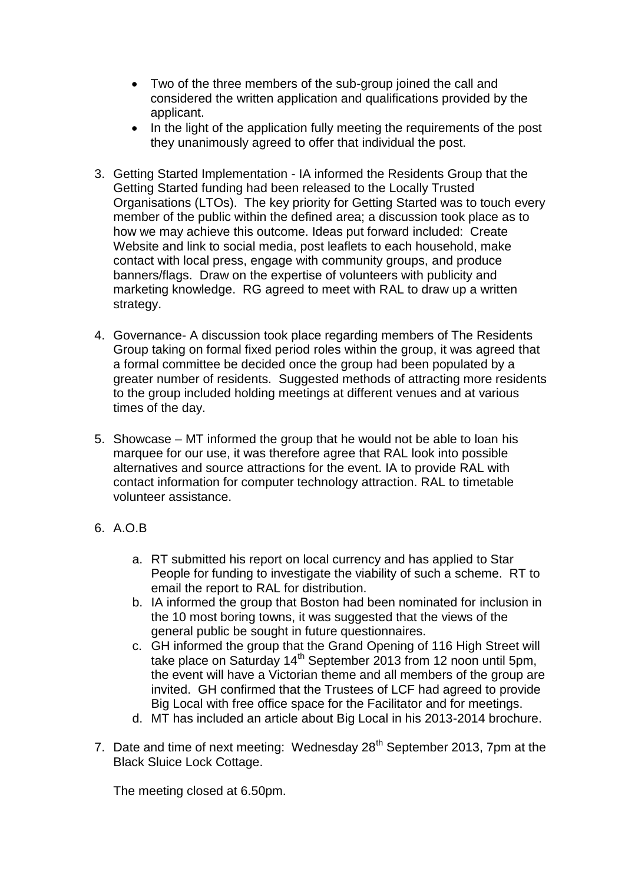- Two of the three members of the sub-group joined the call and considered the written application and qualifications provided by the applicant.
- In the light of the application fully meeting the requirements of the post they unanimously agreed to offer that individual the post.

3. Getting Started Implementation - IA informed the Residents Group that the Getting Started funding had been released to the Locally Trusted Organisations (LTOs). The key priority for Getting Started was to touch every member of the public within the defined area; a discussion took place as to how we may achieve this outcome. Ideas put forward included: Create Website and link to social media, post leaflets to each household, make contact with local press, engage with community groups, and produce banners/flags. Draw on the expertise of volunteers with publicity and marketing knowledge. RG agreed to meet with RAL to draw up a written strategy.

4. Governance- A discussion took place regarding members of The Residents Group taking on formal fixed period roles within the group, it was agreed that a formal committee be decided once the group had been populated by a greater number of residents. Suggested methods of attracting more residents to the group included holding meetings at different venues and at various times of the day.

5. Showcase – MT informed the group that he would not be able to loan his marquee for our use, it was therefore agree that RAL look into possible alternatives and source attractions for the event. IA to provide RAL with contact information for computer technology attraction. RAL to timetable volunteer assistance.

6. A.O.B

   a. RT submitted his report on local currency and has applied to Star People for funding to investigate the viability of such a scheme. RT to email the report to RAL for distribution.
   b. IA informed the group that Boston had been nominated for inclusion in the 10 most boring towns, it was suggested that the views of the general public be sought in future questionnaires.
   c. GH informed the group that the Grand Opening of 116 High Street will take place on Saturday 14th September 2013 from 12 noon until 5pm, the event will have a Victorian theme and all members of the group are invited. GH confirmed that the Trustees of LCF had agreed to provide Big Local with free office space for the Facilitator and for meetings.
   d. MT has included an article about Big Local in his 2013-2014 brochure.

7. Date and time of next meeting: Wednesday 28th September 2013, 7pm at the Black Sluice Lock Cottage.

   The meeting closed at 6.50pm.